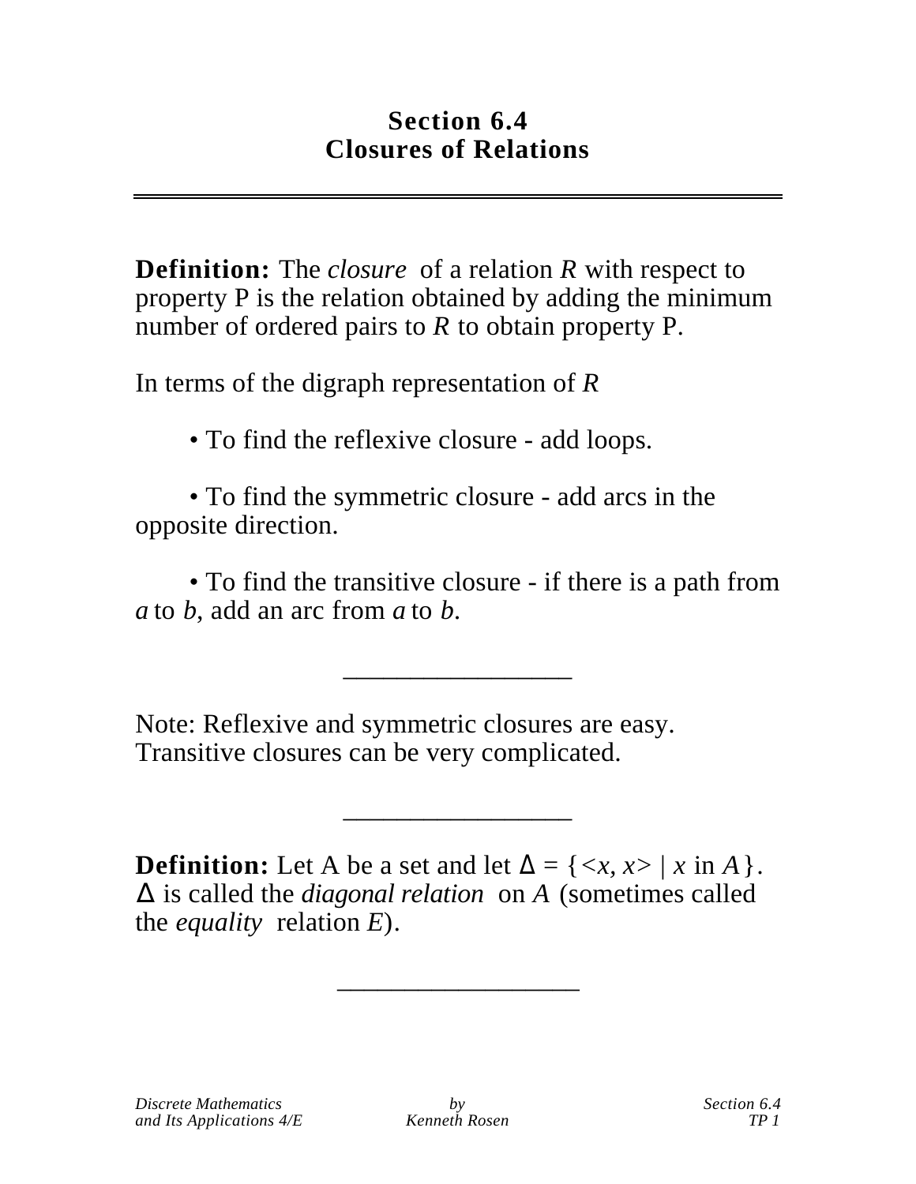# Section 6.4
# Closures of Relations

---

**Definition:** The *closure* of a relation $R$ with respect to property P is the relation obtained by adding the minimum number of ordered pairs to $R$ to obtain property P.

In terms of the digraph representation of $R$

- To find the reflexive closure - add loops.

- To find the symmetric closure - add arcs in the opposite direction.

- To find the transitive closure - if there is a path from $a$ to $b$, add an arc from $a$ to $b$.

---

Note: Reflexive and symmetric closures are easy. Transitive closures can be very complicated.

---

**Definition:** Let A be a set and let $\Delta = \{<x, x> \mid x \text{ in } A\}$. $\Delta$ is called the *diagonal relation* on $A$ (sometimes called the *equality* relation $E$).

---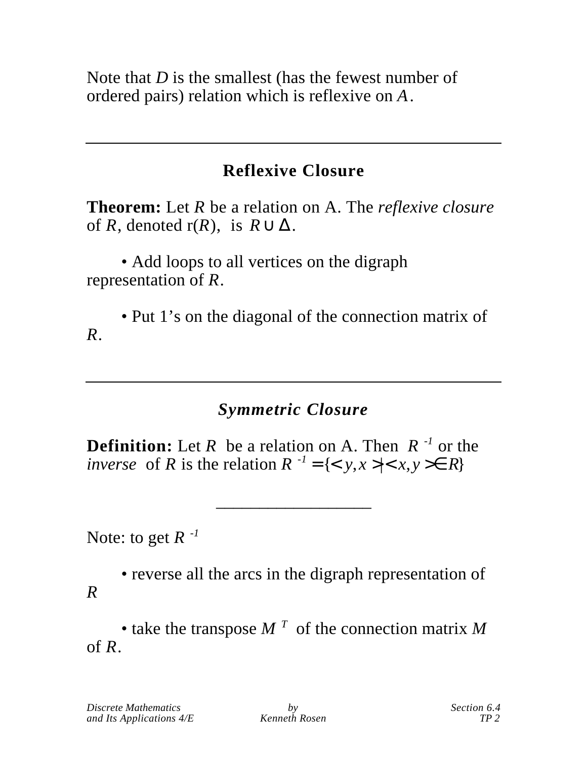Note that $D$ is the smallest (has the fewest number of ordered pairs) relation which is reflexive on $A$.

---

## Reflexive Closure

**Theorem:** Let $R$ be a relation on A. The *reflexive closure* of $R$, denoted r($R$), is $R \cup \Delta$.

- Add loops to all vertices on the digraph representation of $R$.

- Put 1's on the diagonal of the connection matrix of $R$.

---

## *Symmetric Closure*

**Definition:** Let $R$ be a relation on A. Then $R^{-1}$ or the *inverse* of $R$ is the relation $R^{-1} = \{<y,x> | <x,y> \in R\}$

---

Note: to get $R^{-1}$

- reverse all the arcs in the digraph representation of $R$

- take the transpose $M^T$ of the connection matrix $M$ of $R$.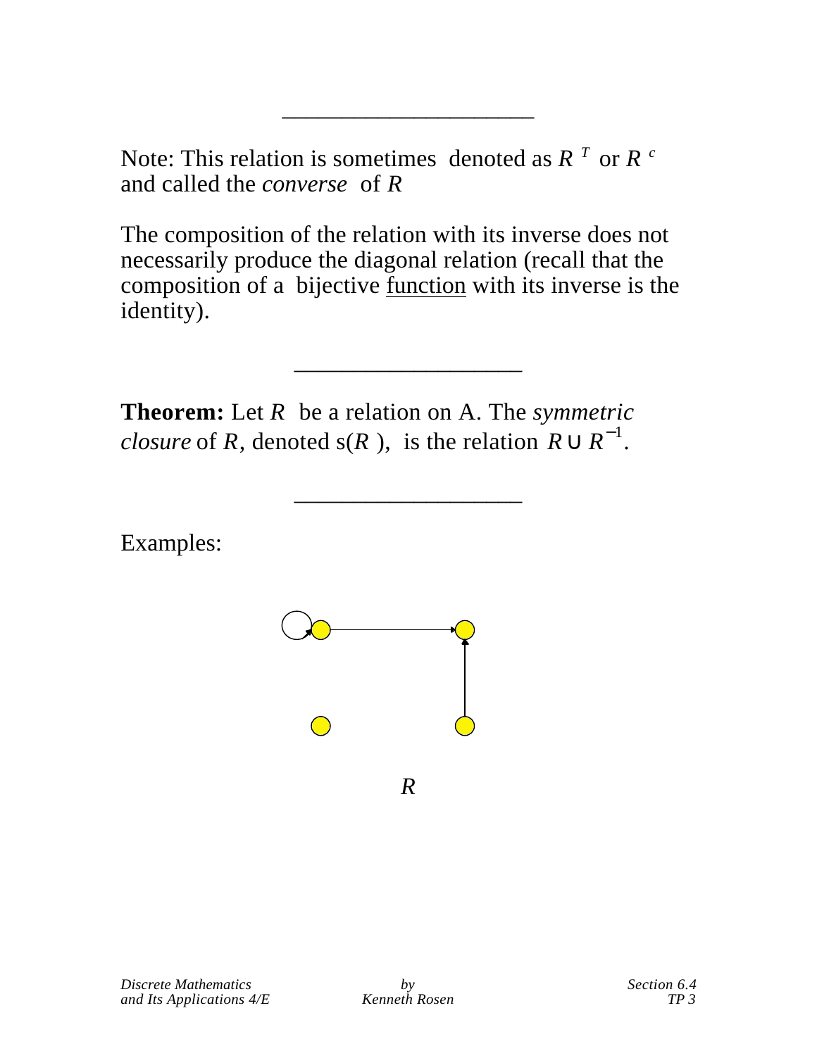---

Note: This relation is sometimes denoted as $R^T$ or $R^c$ and called the *converse* of $R$

The composition of the relation with its inverse does not necessarily produce the diagonal relation (recall that the composition of a bijective <u>function</u> with its inverse is the identity).

---

**Theorem:** Let $R$ be a relation on A. The *symmetric closure* of $R$, denoted s($R$), is the relation $R \cup R^{-1}$.

---

Examples:

*R*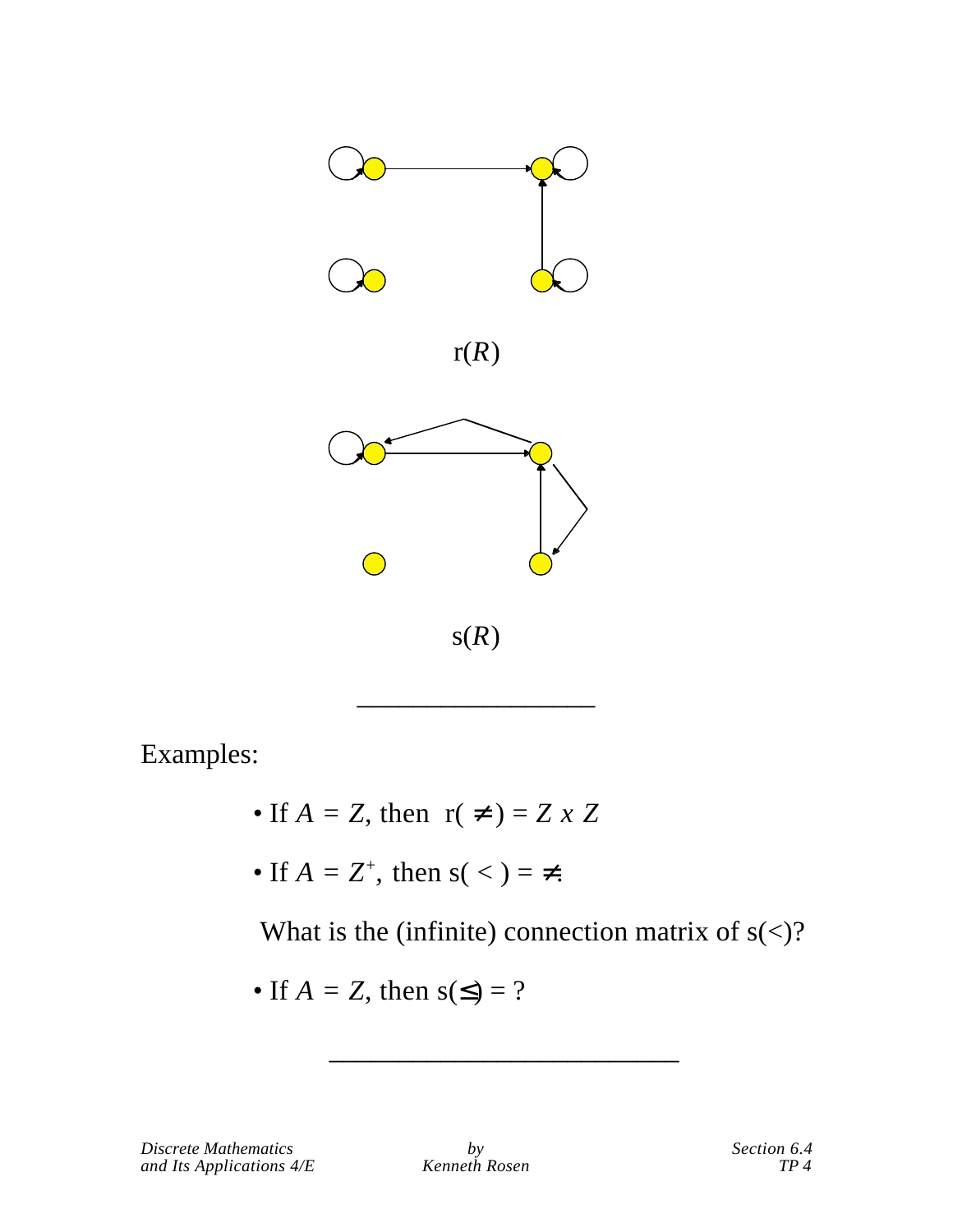r($R$)

s($R$)

---

Examples:

- If $A = Z$, then r( $\neq$ ) = $Z$ x $Z$
- If $A = Z^+$, then s( < ) = $\neq$.

  What is the (infinite) connection matrix of s(<)?

- If $A = Z$, then s($\leq$) = ?

---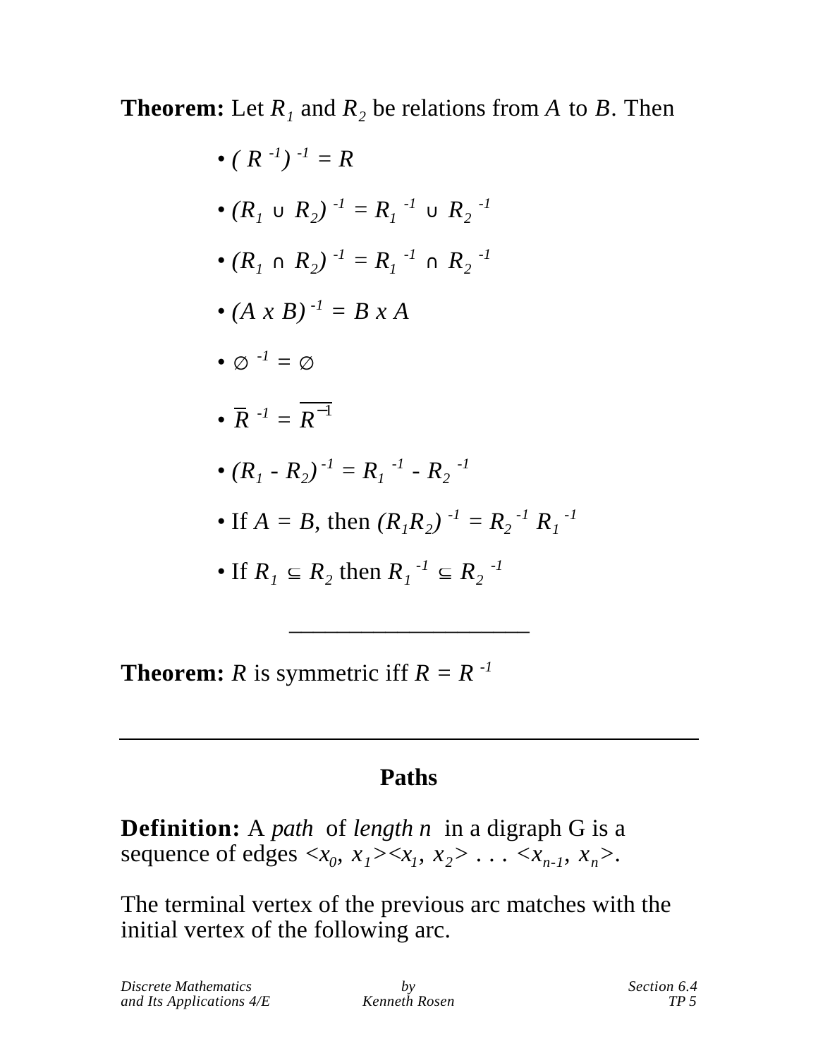**Theorem:** Let $R_1$ and $R_2$ be relations from $A$ to $B$. Then

- $(R^{-1})^{-1} = R$
- $(R_1 \cup R_2)^{-1} = R_1^{-1} \cup R_2^{-1}$
- $(R_1 \cap R_2)^{-1} = R_1^{-1} \cap R_2^{-1}$
- $(A \times B)^{-1} = B \times A$
- $\varnothing^{-1} = \varnothing$
- $\overline{R}^{-1} = \overline{R^{-1}}$
- $(R_1 - R_2)^{-1} = R_1^{-1} - R_2^{-1}$
- If $A = B$, then $(R_1R_2)^{-1} = R_2^{-1} R_1^{-1}$
- If $R_1 \subseteq R_2$ then $R_1^{-1} \subseteq R_2^{-1}$

---

**Theorem:** $R$ is symmetric iff $R = R^{-1}$

---

## Paths

**Definition:** A *path* of *length n* in a digraph G is a sequence of edges $\langle x_0, x_1\rangle\langle x_1, x_2\rangle \ldots \langle x_{n-1}, x_n\rangle$.

The terminal vertex of the previous arc matches with the initial vertex of the following arc.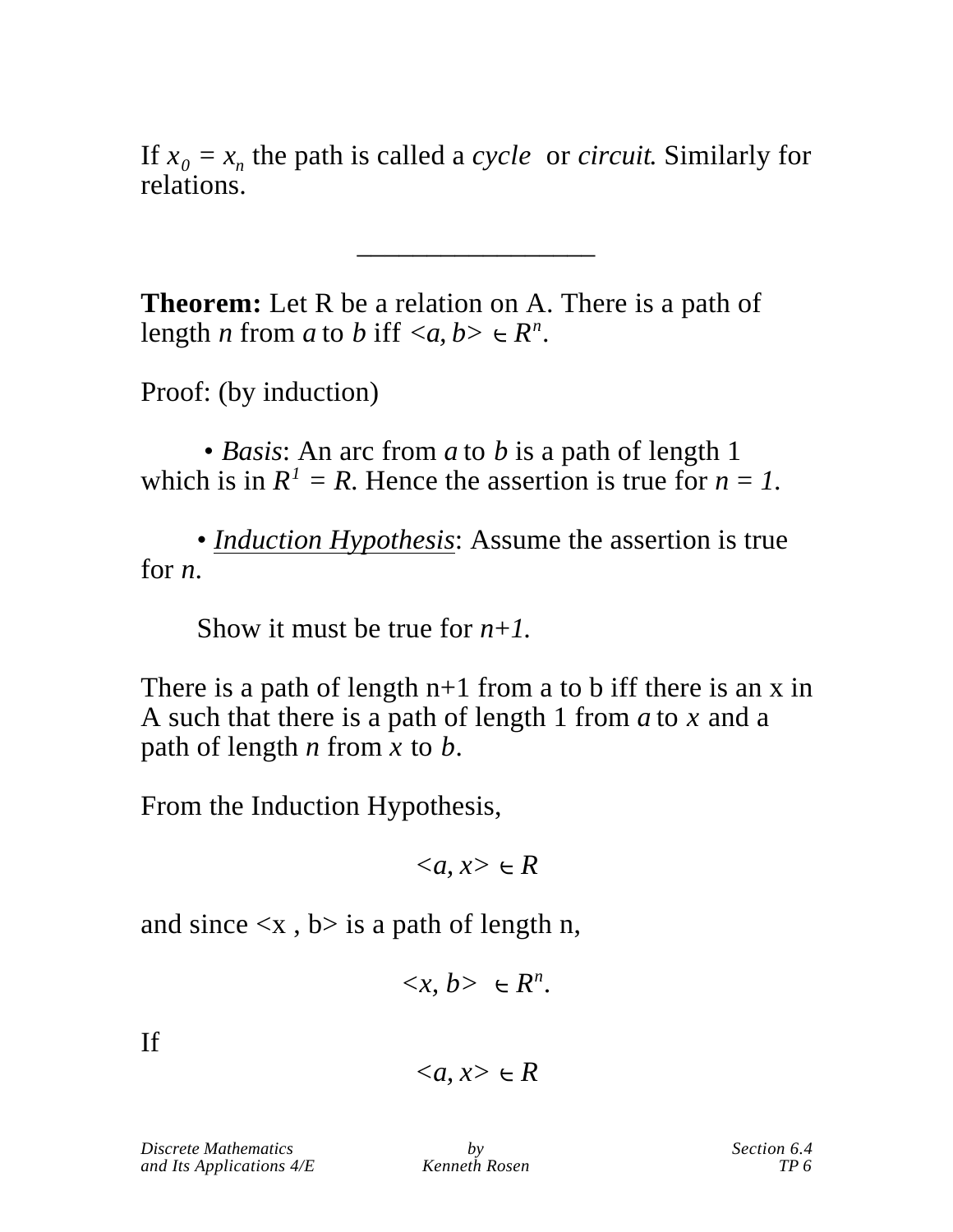If $x_0 = x_n$ the path is called a *cycle* or *circuit*. Similarly for relations.

---

**Theorem:** Let R be a relation on A. There is a path of length $n$ from $a$ to $b$ iff $<a, b> \in R^n$.

Proof: (by induction)

- *Basis*: An arc from $a$ to $b$ is a path of length 1 which is in $R^1 = R$. Hence the assertion is true for $n = 1$.

- Induction Hypothesis: Assume the assertion is true for $n$.

  Show it must be true for $n+1$.

There is a path of length n+1 from a to b iff there is an x in A such that there is a path of length 1 from $a$ to $x$ and a path of length $n$ from $x$ to $b$.

From the Induction Hypothesis,

$$<a, x> \in R$$

and since <x , b> is a path of length n,

$$<x, b> \in R^n.$$

If

$$<a, x> \in R$$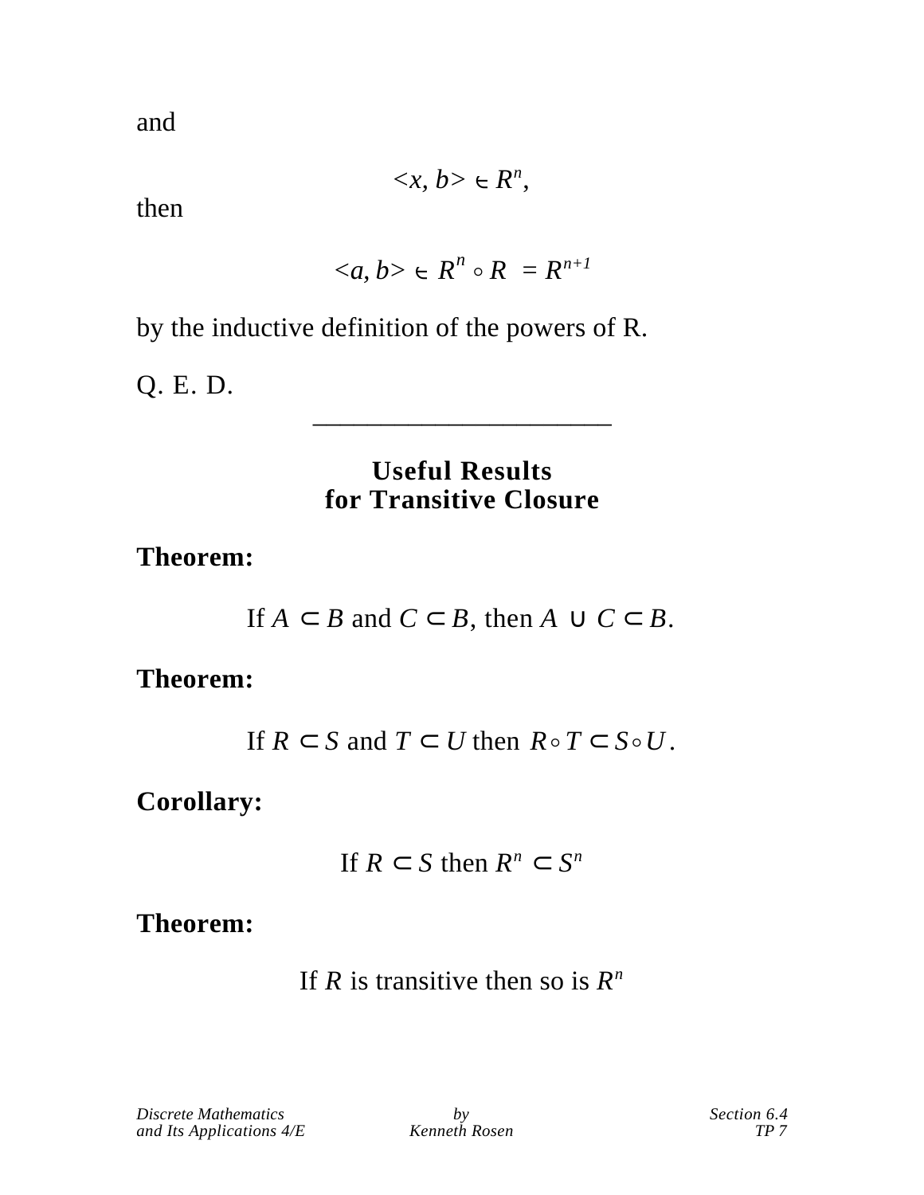and

$$<x, b> \in R^n,$$

then

$$<a, b> \in R^n \circ R = R^{n+1}$$

by the inductive definition of the powers of R.

Q. E. D.

---

## Useful Results for Transitive Closure

**Theorem:**

If $A \subset B$ and $C \subset B$, then $A \cup C \subset B$.

**Theorem:**

If $R \subset S$ and $T \subset U$ then $R \circ T \subset S \circ U$.

**Corollary:**

If $R \subset S$ then $R^n \subset S^n$

**Theorem:**

If $R$ is transitive then so is $R^n$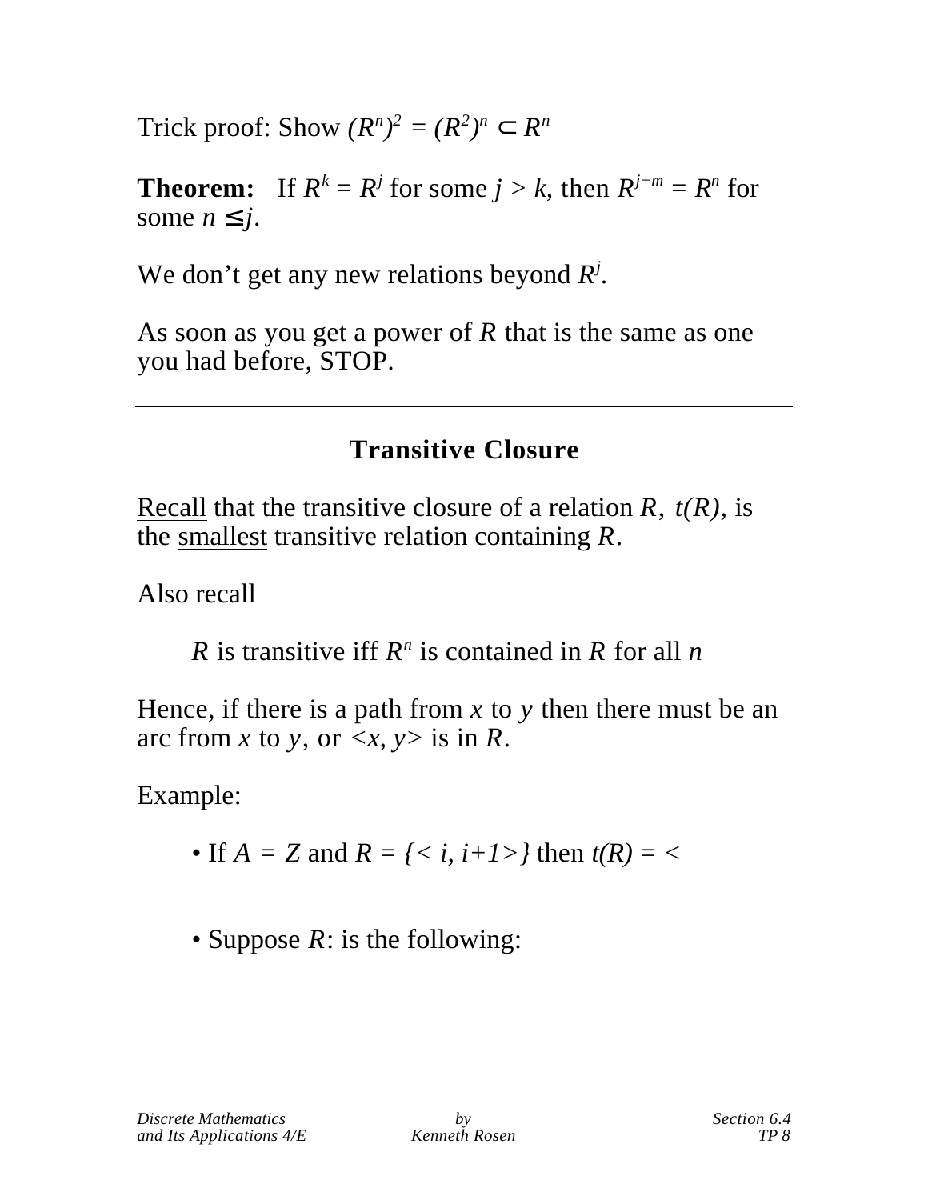Trick proof: Show $(R^n)^2 = (R^2)^n \subset R^n$

**Theorem:** If $R^k = R^j$ for some $j > k$, then $R^{j+m} = R^n$ for some $n \leq j$.

We don't get any new relations beyond $R^j$.

As soon as you get a power of $R$ that is the same as one you had before, STOP.

---

## Transitive Closure

Recall that the transitive closure of a relation $R$, $t(R)$, is the smallest transitive relation containing $R$.

Also recall

> $R$ is transitive iff $R^n$ is contained in $R$ for all $n$

Hence, if there is a path from $x$ to $y$ then there must be an arc from $x$ to $y$, or $<x, y>$ is in $R$.

Example:

- If $A = Z$ and $R = \{< i, i+1>\}$ then $t(R) = <$

- Suppose $R$: is the following: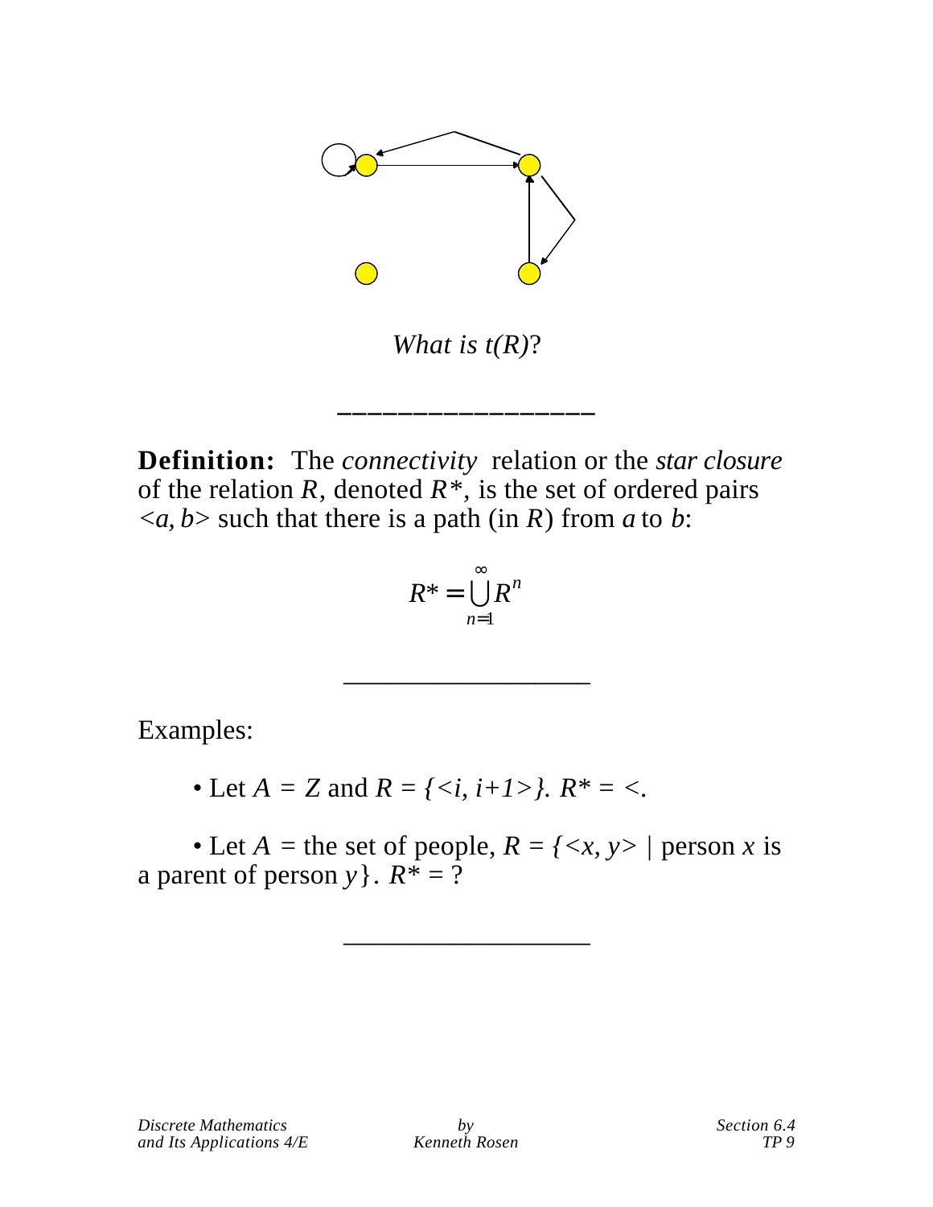*What is t(R)?*

---

**Definition:** The *connectivity* relation or the *star closure* of the relation $R$, denoted $R^*$, is the set of ordered pairs $<a, b>$ such that there is a path (in $R$) from $a$ to $b$:

$$R^* = \bigcup_{n=1}^{\infty} R^n$$

---

Examples:

- Let $A = Z$ and $R = \{<i, i+1>\}$. $R^* = <$.
- Let $A$ = the set of people, $R = \{<x, y> \mid$ person $x$ is a parent of person $y\}$. $R^* = ?$

---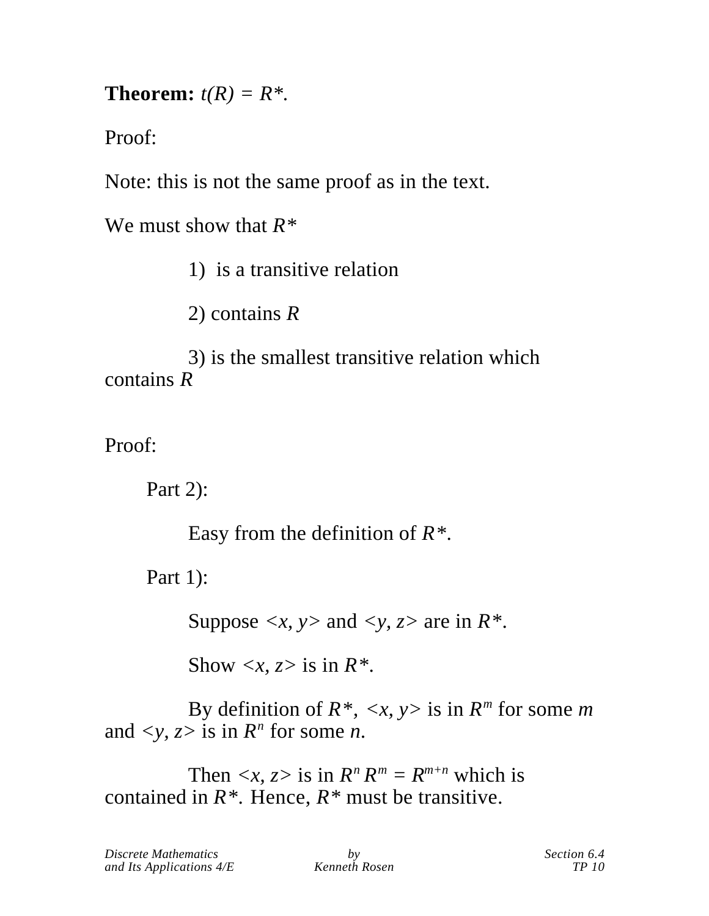**Theorem:** $t(R) = R^*$.

Proof:

Note: this is not the same proof as in the text.

We must show that $R^*$

1) is a transitive relation

2) contains $R$

3) is the smallest transitive relation which contains $R$

Proof:

Part 2):

Easy from the definition of $R^*$.

Part 1):

Suppose $\langle x, y \rangle$ and $\langle y, z \rangle$ are in $R^*$.

Show $\langle x, z \rangle$ is in $R^*$.

By definition of $R^*$, $\langle x, y \rangle$ is in $R^m$ for some $m$ and $\langle y, z \rangle$ is in $R^n$ for some $n$.

Then $\langle x, z \rangle$ is in $R^n R^m = R^{m+n}$ which is contained in $R^*$. Hence, $R^*$ must be transitive.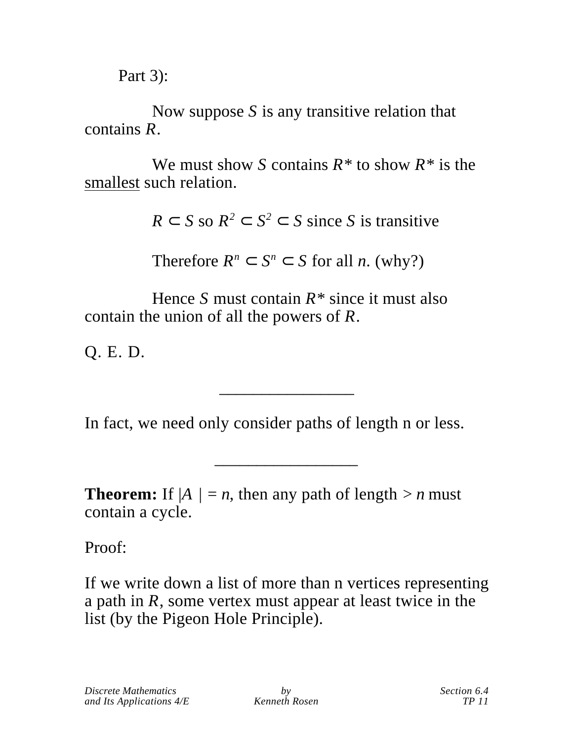Part 3):

Now suppose $S$ is any transitive relation that contains $R$.

We must show $S$ contains $R^*$ to show $R^*$ is the <u>smallest</u> such relation.

$R \subset S$ so $R^2 \subset S^2 \subset S$ since $S$ is transitive

Therefore $R^n \subset S^n \subset S$ for all $n$. (why?)

Hence $S$ must contain $R^*$ since it must also contain the union of all the powers of $R$.

Q. E. D.

---

In fact, we need only consider paths of length n or less.

---

**Theorem:** If $|A| = n$, then any path of length $> n$ must contain a cycle.

Proof:

If we write down a list of more than n vertices representing a path in $R$, some vertex must appear at least twice in the list (by the Pigeon Hole Principle).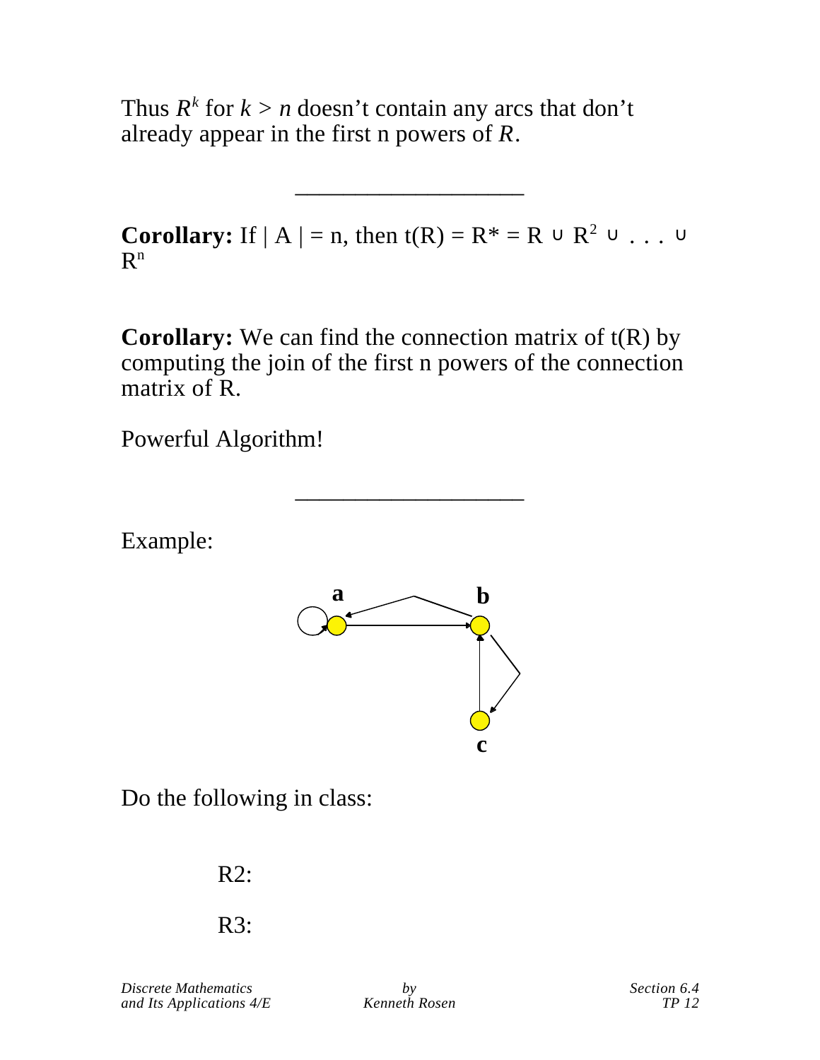Thus $R^k$ for $k > n$ doesn't contain any arcs that don't already appear in the first n powers of $R$.

---

**Corollary:** If | A | = n, then $t(R) = R^* = R \cup R^2 \cup \ldots \cup R^n$

**Corollary:** We can find the connection matrix of t(R) by computing the join of the first n powers of the connection matrix of R.

Powerful Algorithm!

---

Example:

Do the following in class:

R2:

R3: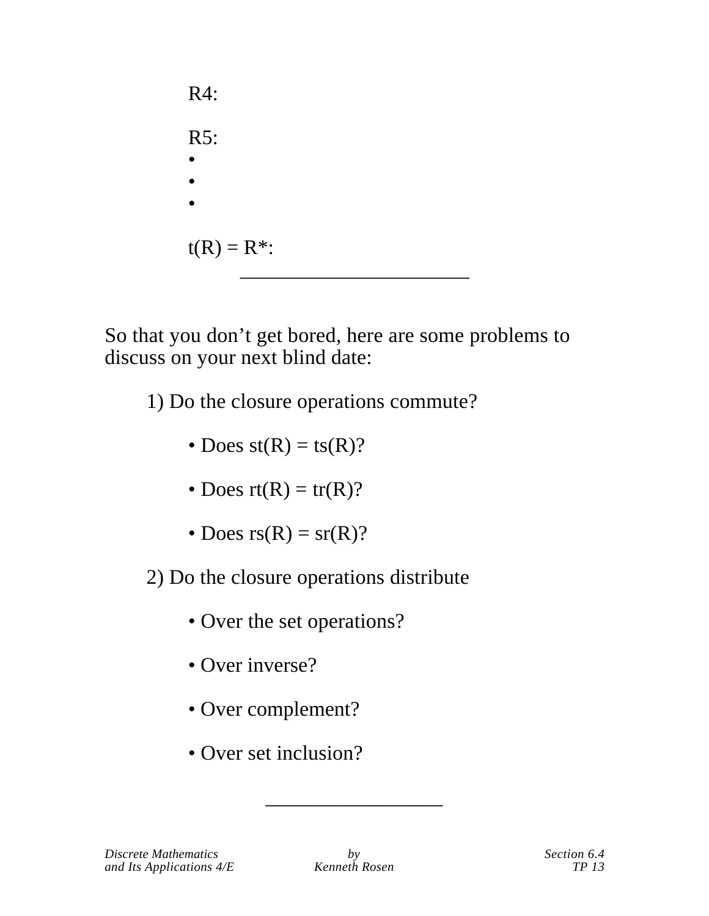R4:

R5:

•

•

•

t(R) = R*:

---

So that you don't get bored, here are some problems to discuss on your next blind date:

1) Do the closure operations commute?

- Does st(R) = ts(R)?
- Does rt(R) = tr(R)?
- Does rs(R) = sr(R)?

2) Do the closure operations distribute

- Over the set operations?
- Over inverse?
- Over complement?
- Over set inclusion?

---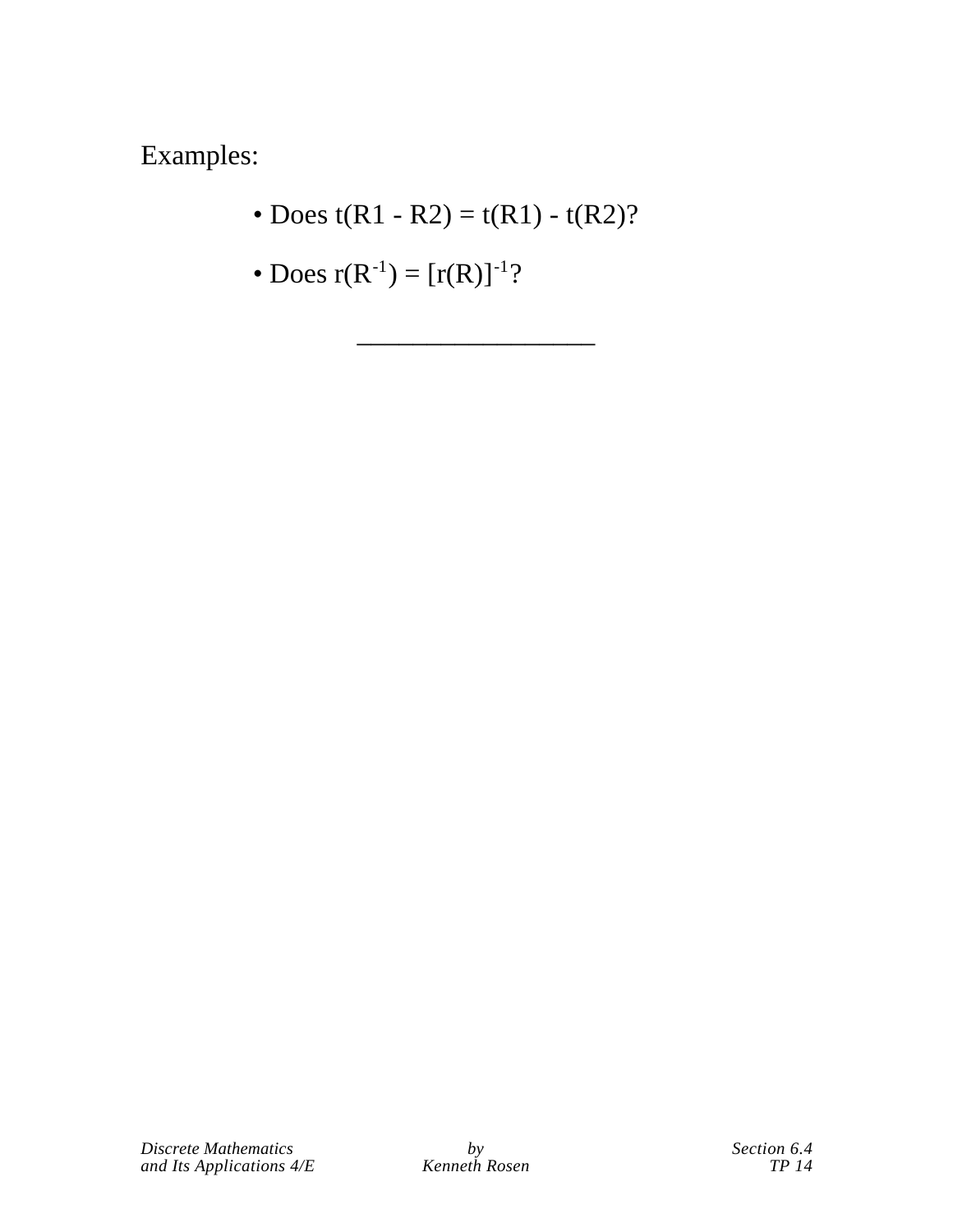Examples:

- Does t(R1 - R2) = t(R1) - t(R2)?
- Does $r(R^{-1}) = [r(R)]^{-1}$?

---